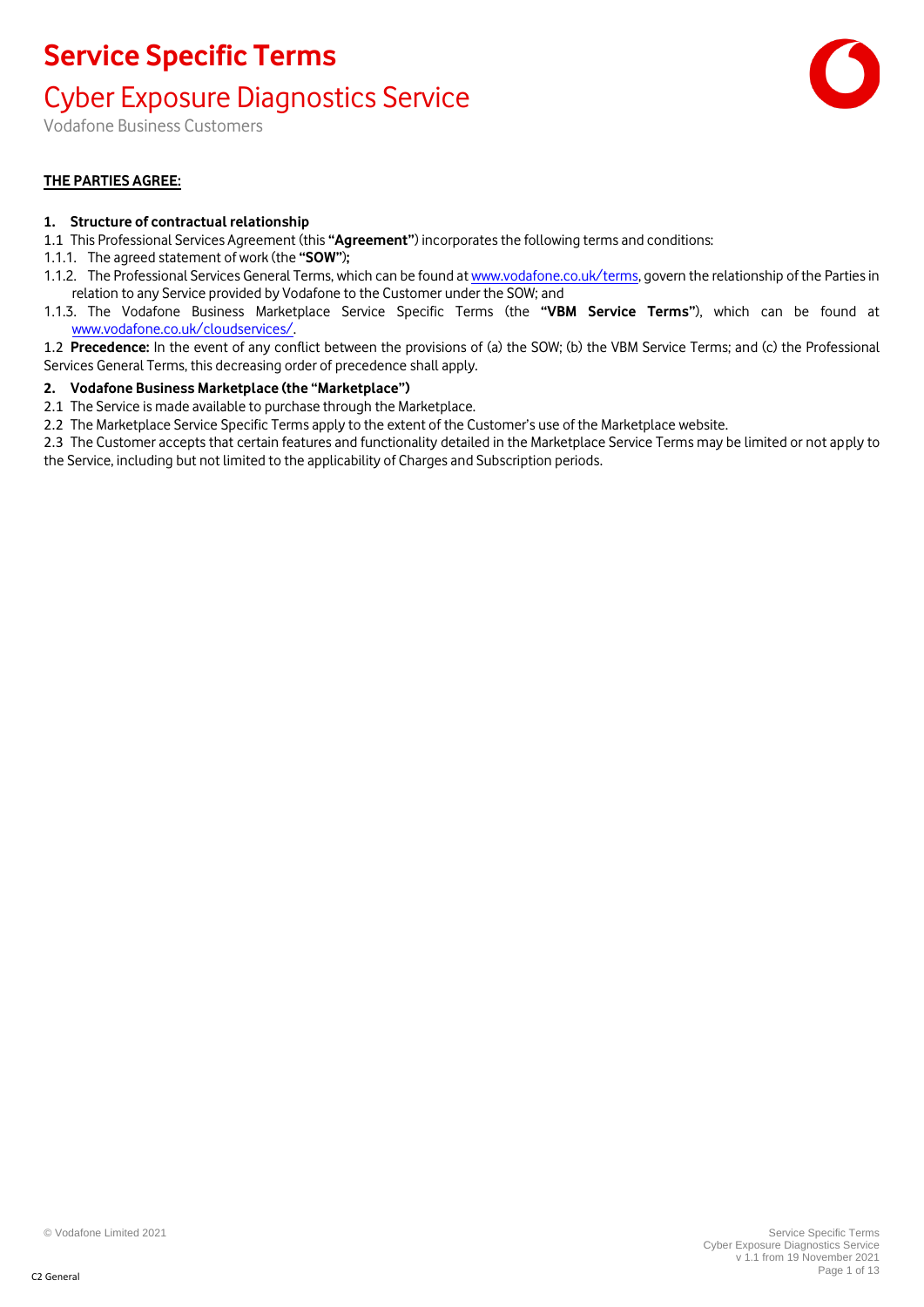# Service Specific Terms

## Cyber Exposure Diagnostics Service

Vodafone Business Customers

**THE PARTIES AGREE:**

**1. Structure of contractual relationship**

1.1 This Professional Services Agreement (this **"Agreement"**) incorporates the following terms and conditions:

1.1.1. The agreed statement of work (the **"SOW"**);

1.1.2. The Professional Services General Terms, which can be found at www.vodafone.co.uk/terms, govern the relationship of the Parties in relation to any Service provided by Vodafone to the Customer under the SOW; and

1.1.3. The Vodafone Business Marketplace Service Specific Terms (the **"VBM Service Terms"**), which can be found at www.vodafone.co.uk/cloudservices/.

1.2 **Precedence:** In the event of any conflict between the provisions of (a) the SOW; (b) the VBM Service Terms; and (c) the Professional Services General Terms, this decreasing order of precedence shall apply.

**2. Vodafone Business Marketplace (the "Marketplace")**

2.1 The Service is made available to purchase through the Marketplace.

2.2 The Marketplace Service Specific Terms apply to the extent of the Customer's use of the Marketplace website.

2.3 The Customer accepts that certain features and functionality detailed in the Marketplace Service Terms may be limited or not apply to the Service, including but not limited to the applicability of Charges and Subscription periods.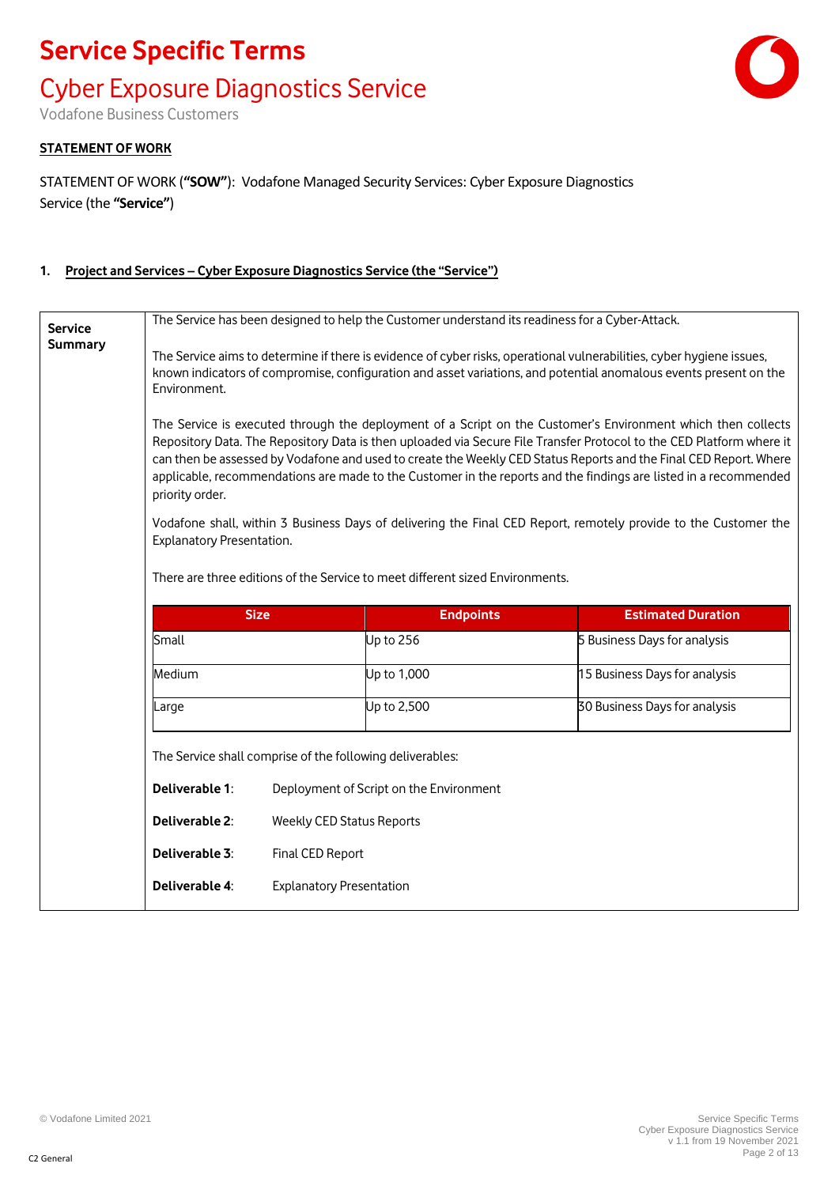# Service Specific Terms

## Cyber Exposure Diagnostics Service

Vodafone Business Customers

**STATEMENT OF WORK**

STATEMENT OF WORK (**"SOW"**): Vodafone Managed Security Services: Cyber Exposure Diagnostics Service (the **"Service"**)

### 1. Project and Services – Cyber Exposure Diagnostics Service (the "Service")

**Service Summary**

The Service has been designed to help the Customer understand its readiness for a Cyber-Attack.

The Service aims to determine if there is evidence of cyber risks, operational vulnerabilities, cyber hygiene issues, known indicators of compromise, configuration and asset variations, and potential anomalous events present on the Environment.

The Service is executed through the deployment of a Script on the Customer's Environment which then collects Repository Data. The Repository Data is then uploaded via Secure File Transfer Protocol to the CED Platform where it can then be assessed by Vodafone and used to create the Weekly CED Status Reports and the Final CED Report. Where applicable, recommendations are made to the Customer in the reports and the findings are listed in a recommended priority order.

Vodafone shall, within 3 Business Days of delivering the Final CED Report, remotely provide to the Customer the Explanatory Presentation.

There are three editions of the Service to meet different sized Environments.

| Size | Endpoints | Estimated Duration |
|---|---|---|
| Small | Up to 256 | 5 Business Days for analysis |
| Medium | Up to 1,000 | 15 Business Days for analysis |
| Large | Up to 2,500 | 30 Business Days for analysis |

The Service shall comprise of the following deliverables:

**Deliverable 1**: Deployment of Script on the Environment

**Deliverable 2**: Weekly CED Status Reports

**Deliverable 3**: Final CED Report

**Deliverable 4**: Explanatory Presentation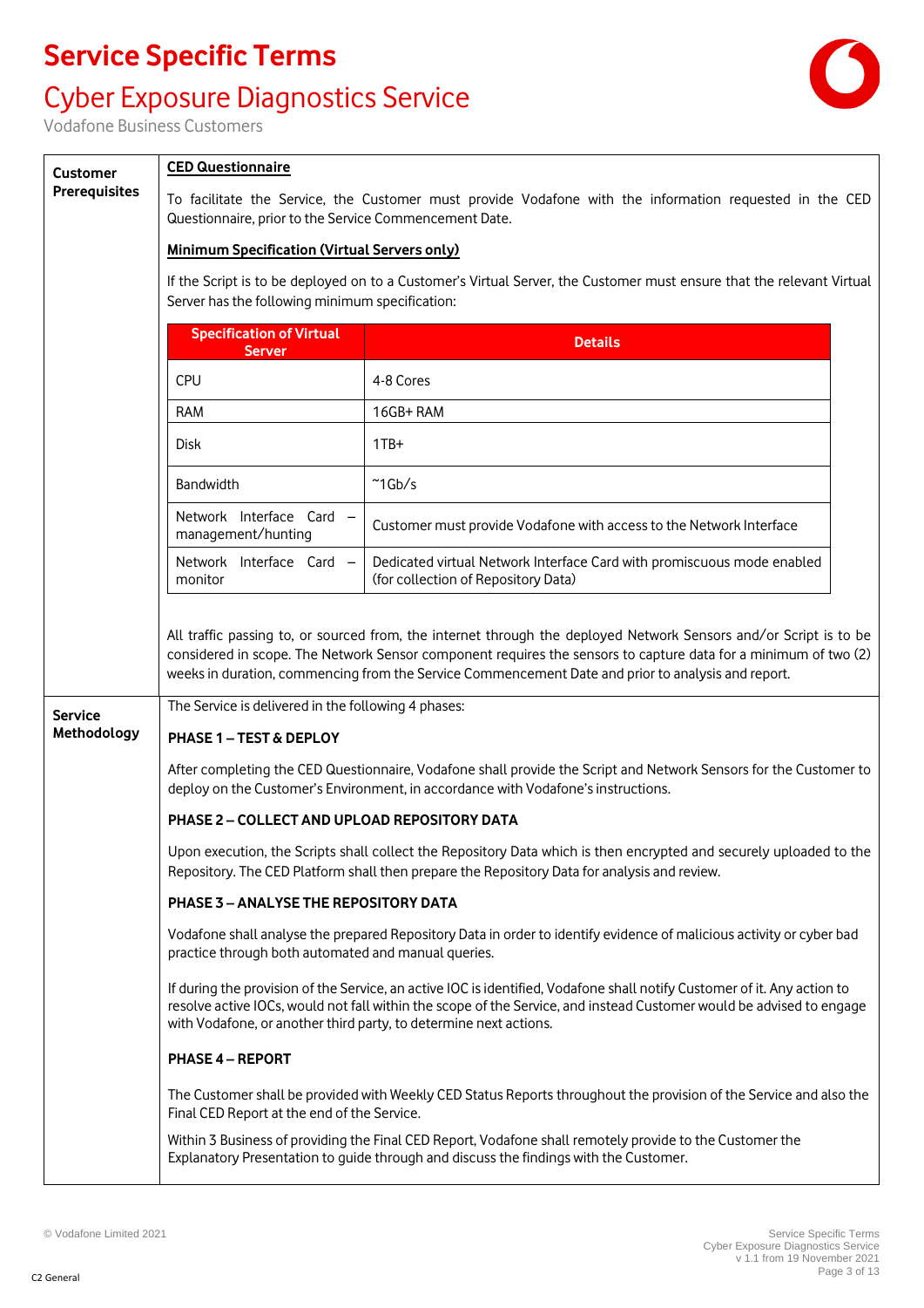# Service Specific Terms

## Cyber Exposure Diagnostics Service

Vodafone Business Customers

### Customer Prerequisites

**CED Questionnaire**

To facilitate the Service, the Customer must provide Vodafone with the information requested in the CED Questionnaire, prior to the Service Commencement Date.

**Minimum Specification (Virtual Servers only)**

If the Script is to be deployed on to a Customer's Virtual Server, the Customer must ensure that the relevant Virtual Server has the following minimum specification:

| Specification of Virtual Server | Details |
|---|---|
| CPU | 4-8 Cores |
| RAM | 16GB+ RAM |
| Disk | 1TB+ |
| Bandwidth | ~1Gb/s |
| Network Interface Card – management/hunting | Customer must provide Vodafone with access to the Network Interface |
| Network Interface Card – monitor | Dedicated virtual Network Interface Card with promiscuous mode enabled (for collection of Repository Data) |

All traffic passing to, or sourced from, the internet through the deployed Network Sensors and/or Script is to be considered in scope. The Network Sensor component requires the sensors to capture data for a minimum of two (2) weeks in duration, commencing from the Service Commencement Date and prior to analysis and report.

### Service Methodology

The Service is delivered in the following 4 phases:

**PHASE 1 – TEST & DEPLOY**

After completing the CED Questionnaire, Vodafone shall provide the Script and Network Sensors for the Customer to deploy on the Customer's Environment, in accordance with Vodafone's instructions.

**PHASE 2 – COLLECT AND UPLOAD REPOSITORY DATA**

Upon execution, the Scripts shall collect the Repository Data which is then encrypted and securely uploaded to the Repository. The CED Platform shall then prepare the Repository Data for analysis and review.

**PHASE 3 – ANALYSE THE REPOSITORY DATA**

Vodafone shall analyse the prepared Repository Data in order to identify evidence of malicious activity or cyber bad practice through both automated and manual queries.

If during the provision of the Service, an active IOC is identified, Vodafone shall notify Customer of it. Any action to resolve active IOCs, would not fall within the scope of the Service, and instead Customer would be advised to engage with Vodafone, or another third party, to determine next actions.

**PHASE 4 – REPORT**

The Customer shall be provided with Weekly CED Status Reports throughout the provision of the Service and also the Final CED Report at the end of the Service.

Within 3 Business of providing the Final CED Report, Vodafone shall remotely provide to the Customer the Explanatory Presentation to guide through and discuss the findings with the Customer.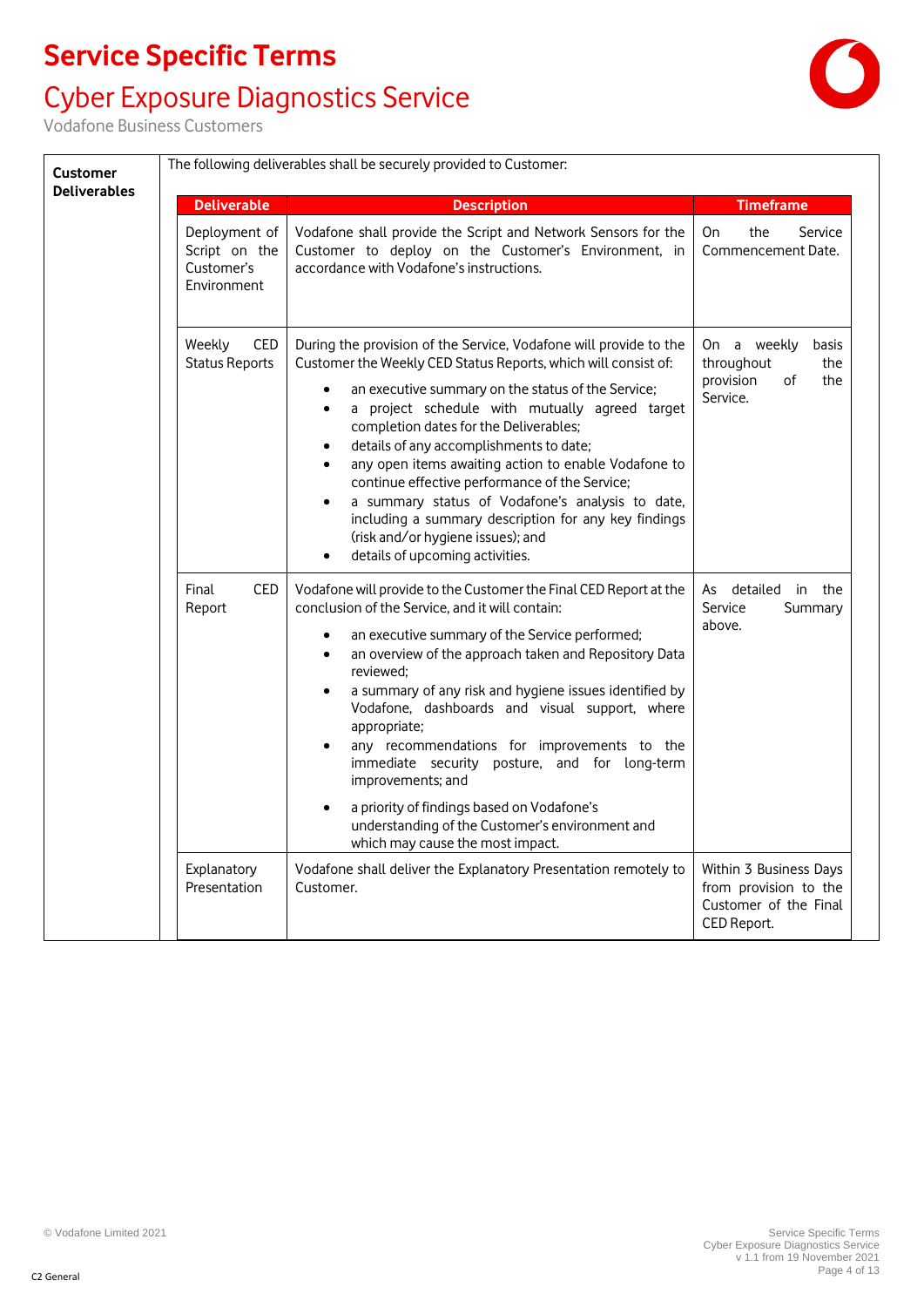# Service Specific Terms

## Cyber Exposure Diagnostics Service

Vodafone Business Customers

**Customer Deliverables**

The following deliverables shall be securely provided to Customer:

| Deliverable | Description | Timeframe |
|---|---|---|
| Deployment of Script on the Customer's Environment | Vodafone shall provide the Script and Network Sensors for the Customer to deploy on the Customer's Environment, in accordance with Vodafone's instructions. | On the Service Commencement Date. |
| Weekly CED Status Reports | During the provision of the Service, Vodafone will provide to the Customer the Weekly CED Status Reports, which will consist of: <br>• an executive summary on the status of the Service; <br>• a project schedule with mutually agreed target completion dates for the Deliverables; <br>• details of any accomplishments to date; <br>• any open items awaiting action to enable Vodafone to continue effective performance of the Service; <br>• a summary status of Vodafone's analysis to date, including a summary description for any key findings (risk and/or hygiene issues); and <br>• details of upcoming activities. | On a weekly basis throughout the provision of the Service. |
| Final CED Report | Vodafone will provide to the Customer the Final CED Report at the conclusion of the Service, and it will contain: <br>• an executive summary of the Service performed; <br>• an overview of the approach taken and Repository Data reviewed; <br>• a summary of any risk and hygiene issues identified by Vodafone, dashboards and visual support, where appropriate; <br>• any recommendations for improvements to the immediate security posture, and for long-term improvements; and <br>• a priority of findings based on Vodafone's understanding of the Customer's environment and which may cause the most impact. | As detailed in the Service Summary above. |
| Explanatory Presentation | Vodafone shall deliver the Explanatory Presentation remotely to Customer. | Within 3 Business Days from provision to the Customer of the Final CED Report. |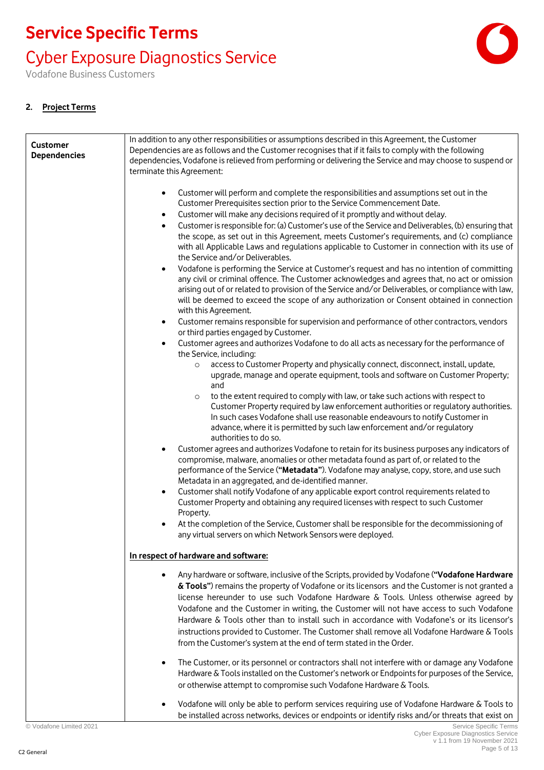**2. Project Terms**

| | |
|---|---|
| **Customer Dependencies** | In addition to any other responsibilities or assumptions described in this Agreement, the Customer Dependencies are as follows and the Customer recognises that if it fails to comply with the following dependencies, Vodafone is relieved from performing or delivering the Service and may choose to suspend or terminate this Agreement:<br><br>• Customer will perform and complete the responsibilities and assumptions set out in the Customer Prerequisites section prior to the Service Commencement Date.<br>• Customer will make any decisions required of it promptly and without delay.<br>• Customer is responsible for: (a) Customer's use of the Service and Deliverables, (b) ensuring that the scope, as set out in this Agreement, meets Customer's requirements, and (c) compliance with all Applicable Laws and regulations applicable to Customer in connection with its use of the Service and/or Deliverables.<br>• Vodafone is performing the Service at Customer's request and has no intention of committing any civil or criminal offence. The Customer acknowledges and agrees that, no act or omission arising out of or related to provision of the Service and/or Deliverables, or compliance with law, will be deemed to exceed the scope of any authorization or Consent obtained in connection with this Agreement.<br>• Customer remains responsible for supervision and performance of other contractors, vendors or third parties engaged by Customer.<br>• Customer agrees and authorizes Vodafone to do all acts as necessary for the performance of the Service, including:<br>    ○ access to Customer Property and physically connect, disconnect, install, update, upgrade, manage and operate equipment, tools and software on Customer Property; and<br>    ○ to the extent required to comply with law, or take such actions with respect to Customer Property required by law enforcement authorities or regulatory authorities. In such cases Vodafone shall use reasonable endeavours to notify Customer in advance, where it is permitted by such law enforcement and/or regulatory authorities to do so.<br>• Customer agrees and authorizes Vodafone to retain for its business purposes any indicators of compromise, malware, anomalies or other metadata found as part of, or related to the performance of the Service (**"Metadata"**). Vodafone may analyse, copy, store, and use such Metadata in an aggregated, and de-identified manner.<br>• Customer shall notify Vodafone of any applicable export control requirements related to Customer Property and obtaining any required licenses with respect to such Customer Property.<br>• At the completion of the Service, Customer shall be responsible for the decommissioning of any virtual servers on which Network Sensors were deployed.<br><br>**In respect of hardware and software:**<br><br>• Any hardware or software, inclusive of the Scripts, provided by Vodafone (**"Vodafone Hardware & Tools"**) remains the property of Vodafone or its licensors and the Customer is not granted a license hereunder to use such Vodafone Hardware & Tools. Unless otherwise agreed by Vodafone and the Customer in writing, the Customer will not have access to such Vodafone Hardware & Tools other than to install such in accordance with Vodafone's or its licensor's instructions provided to Customer. The Customer shall remove all Vodafone Hardware & Tools from the Customer's system at the end of term stated in the Order.<br><br>• The Customer, or its personnel or contractors shall not interfere with or damage any Vodafone Hardware & Tools installed on the Customer's network or Endpoints for purposes of the Service, or otherwise attempt to compromise such Vodafone Hardware & Tools.<br><br>• Vodafone will only be able to perform services requiring use of Vodafone Hardware & Tools to be installed across networks, devices or endpoints or identify risks and/or threats that exist on |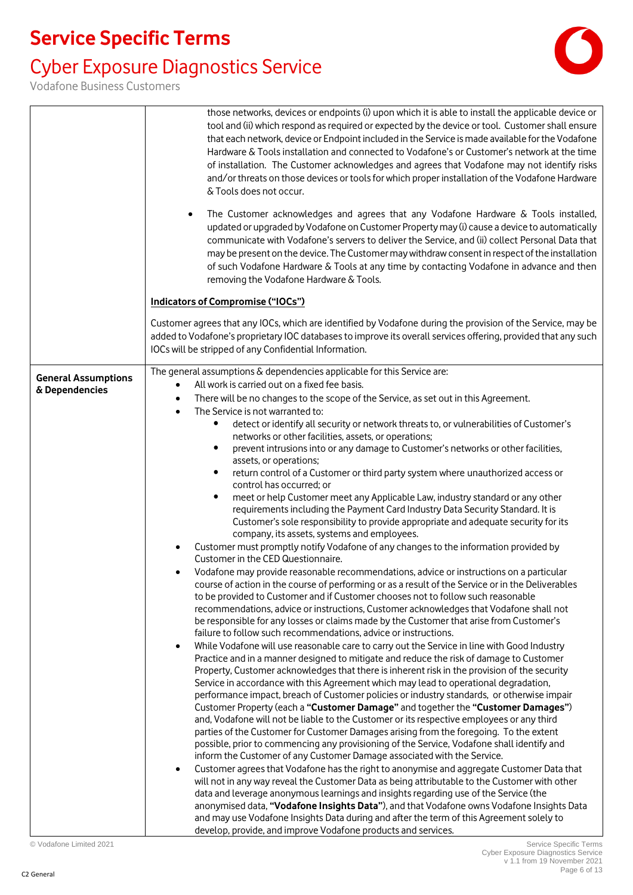| | |
|---|---|
| | those networks, devices or endpoints (i) upon which it is able to install the applicable device or tool and (ii) which respond as required or expected by the device or tool. Customer shall ensure that each network, device or Endpoint included in the Service is made available for the Vodafone Hardware & Tools installation and connected to Vodafone's or Customer's network at the time of installation. The Customer acknowledges and agrees that Vodafone may not identify risks and/or threats on those devices or tools for which proper installation of the Vodafone Hardware & Tools does not occur.<br><br>• The Customer acknowledges and agrees that any Vodafone Hardware & Tools installed, updated or upgraded by Vodafone on Customer Property may (i) cause a device to automatically communicate with Vodafone's servers to deliver the Service, and (ii) collect Personal Data that may be present on the device. The Customer may withdraw consent in respect of the installation of such Vodafone Hardware & Tools at any time by contacting Vodafone in advance and then removing the Vodafone Hardware & Tools.<br><br>**Indicators of Compromise ("IOCs")**<br><br>Customer agrees that any IOCs, which are identified by Vodafone during the provision of the Service, may be added to Vodafone's proprietary IOC databases to improve its overall services offering, provided that any such IOCs will be stripped of any Confidential Information. |
| **General Assumptions & Dependencies** | The general assumptions & dependencies applicable for this Service are:<br>• All work is carried out on a fixed fee basis.<br>• There will be no changes to the scope of the Service, as set out in this Agreement.<br>• The Service is not warranted to:<br>&nbsp;&nbsp;&nbsp;&nbsp;• detect or identify all security or network threats to, or vulnerabilities of Customer's networks or other facilities, assets, or operations;<br>&nbsp;&nbsp;&nbsp;&nbsp;• prevent intrusions into or any damage to Customer's networks or other facilities, assets, or operations;<br>&nbsp;&nbsp;&nbsp;&nbsp;• return control of a Customer or third party system where unauthorized access or control has occurred; or<br>&nbsp;&nbsp;&nbsp;&nbsp;• meet or help Customer meet any Applicable Law, industry standard or any other requirements including the Payment Card Industry Data Security Standard. It is Customer's sole responsibility to provide appropriate and adequate security for its company, its assets, systems and employees.<br>• Customer must promptly notify Vodafone of any changes to the information provided by Customer in the CED Questionnaire.<br>• Vodafone may provide reasonable recommendations, advice or instructions on a particular course of action in the course of performing or as a result of the Service or in the Deliverables to be provided to Customer and if Customer chooses not to follow such reasonable recommendations, advice or instructions, Customer acknowledges that Vodafone shall not be responsible for any losses or claims made by the Customer that arise from Customer's failure to follow such recommendations, advice or instructions.<br>• While Vodafone will use reasonable care to carry out the Service in line with Good Industry Practice and in a manner designed to mitigate and reduce the risk of damage to Customer Property, Customer acknowledges that there is inherent risk in the provision of the security Service in accordance with this Agreement which may lead to operational degradation, performance impact, breach of Customer policies or industry standards, or otherwise impair Customer Property (each a **"Customer Damage"** and together the **"Customer Damages"**) and, Vodafone will not be liable to the Customer or its respective employees or any third parties of the Customer for Customer Damages arising from the foregoing. To the extent possible, prior to commencing any provisioning of the Service, Vodafone shall identify and inform the Customer of any Customer Damage associated with the Service.<br>• Customer agrees that Vodafone has the right to anonymise and aggregate Customer Data that will not in any way reveal the Customer Data as being attributable to the Customer with other data and leverage anonymous learnings and insights regarding use of the Service (the anonymised data, **"Vodafone Insights Data"**), and that Vodafone owns Vodafone Insights Data and may use Vodafone Insights Data during and after the term of this Agreement solely to develop, provide, and improve Vodafone products and services. |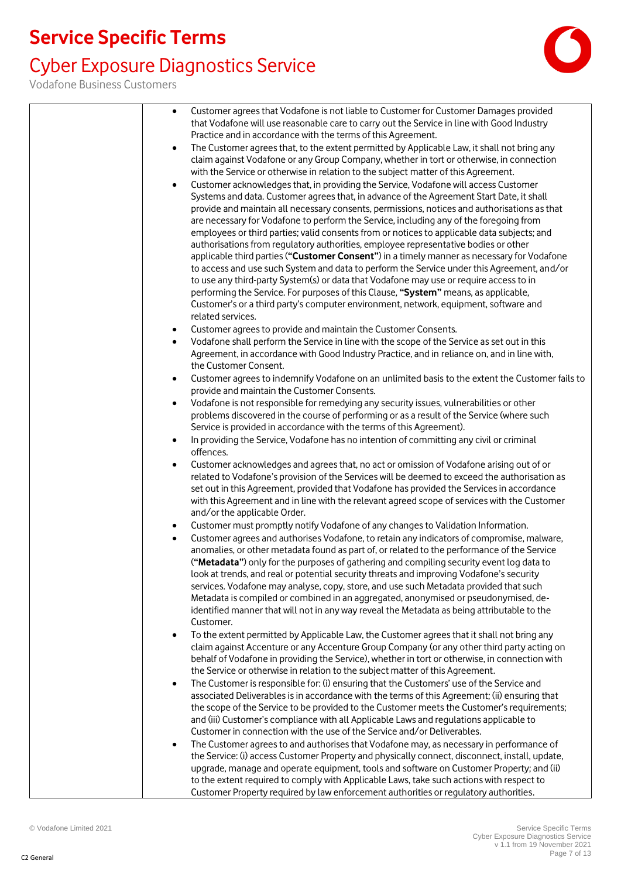| | |
|---|---|
| | • Customer agrees that Vodafone is not liable to Customer for Customer Damages provided that Vodafone will use reasonable care to carry out the Service in line with Good Industry Practice and in accordance with the terms of this Agreement.<br>• The Customer agrees that, to the extent permitted by Applicable Law, it shall not bring any claim against Vodafone or any Group Company, whether in tort or otherwise, in connection with the Service or otherwise in relation to the subject matter of this Agreement.<br>• Customer acknowledges that, in providing the Service, Vodafone will access Customer Systems and data. Customer agrees that, in advance of the Agreement Start Date, it shall provide and maintain all necessary consents, permissions, notices and authorisations as that are necessary for Vodafone to perform the Service, including any of the foregoing from employees or third parties; valid consents from or notices to applicable data subjects; and authorisations from regulatory authorities, employee representative bodies or other applicable third parties (**"Customer Consent"**) in a timely manner as necessary for Vodafone to access and use such System and data to perform the Service under this Agreement, and/or to use any third-party System(s) or data that Vodafone may use or require access to in performing the Service. For purposes of this Clause, **"System"** means, as applicable, Customer's or a third party's computer environment, network, equipment, software and related services.<br>• Customer agrees to provide and maintain the Customer Consents.<br>• Vodafone shall perform the Service in line with the scope of the Service as set out in this Agreement, in accordance with Good Industry Practice, and in reliance on, and in line with, the Customer Consent.<br>• Customer agrees to indemnify Vodafone on an unlimited basis to the extent the Customer fails to provide and maintain the Customer Consents.<br>• Vodafone is not responsible for remedying any security issues, vulnerabilities or other problems discovered in the course of performing or as a result of the Service (where such Service is provided in accordance with the terms of this Agreement).<br>• In providing the Service, Vodafone has no intention of committing any civil or criminal offences.<br>• Customer acknowledges and agrees that, no act or omission of Vodafone arising out of or related to Vodafone's provision of the Services will be deemed to exceed the authorisation as set out in this Agreement, provided that Vodafone has provided the Services in accordance with this Agreement and in line with the relevant agreed scope of services with the Customer and/or the applicable Order.<br>• Customer must promptly notify Vodafone of any changes to Validation Information.<br>• Customer agrees and authorises Vodafone, to retain any indicators of compromise, malware, anomalies, or other metadata found as part of, or related to the performance of the Service (**"Metadata"**) only for the purposes of gathering and compiling security event log data to look at trends, and real or potential security threats and improving Vodafone's security services. Vodafone may analyse, copy, store, and use such Metadata provided that such Metadata is compiled or combined in an aggregated, anonymised or pseudonymised, de-identified manner that will not in any way reveal the Metadata as being attributable to the Customer.<br>• To the extent permitted by Applicable Law, the Customer agrees that it shall not bring any claim against Accenture or any Accenture Group Company (or any other third party acting on behalf of Vodafone in providing the Service), whether in tort or otherwise, in connection with the Service or otherwise in relation to the subject matter of this Agreement.<br>• The Customer is responsible for: (i) ensuring that the Customers' use of the Service and associated Deliverables is in accordance with the terms of this Agreement; (ii) ensuring that the scope of the Service to be provided to the Customer meets the Customer's requirements; and (iii) Customer's compliance with all Applicable Laws and regulations applicable to Customer in connection with the use of the Service and/or Deliverables.<br>• The Customer agrees to and authorises that Vodafone may, as necessary in performance of the Service: (i) access Customer Property and physically connect, disconnect, install, update, upgrade, manage and operate equipment, tools and software on Customer Property; and (ii) to the extent required to comply with Applicable Laws, take such actions with respect to Customer Property required by law enforcement authorities or regulatory authorities. |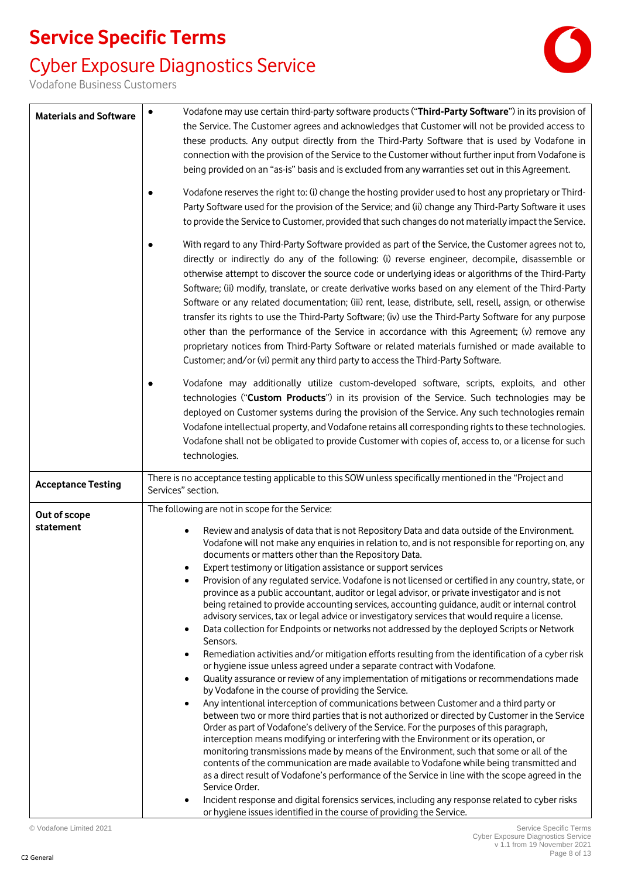# Service Specific Terms

## Cyber Exposure Diagnostics Service

Vodafone Business Customers

| | |
|---|---|
| **Materials and Software** | • Vodafone may use certain third-party software products ("**Third-Party Software**") in its provision of the Service. The Customer agrees and acknowledges that Customer will not be provided access to these products. Any output directly from the Third-Party Software that is used by Vodafone in connection with the provision of the Service to the Customer without further input from Vodafone is being provided on an "as-is" basis and is excluded from any warranties set out in this Agreement.<br><br>• Vodafone reserves the right to: (i) change the hosting provider used to host any proprietary or Third-Party Software used for the provision of the Service; and (ii) change any Third-Party Software it uses to provide the Service to Customer, provided that such changes do not materially impact the Service.<br><br>• With regard to any Third-Party Software provided as part of the Service, the Customer agrees not to, directly or indirectly do any of the following: (i) reverse engineer, decompile, disassemble or otherwise attempt to discover the source code or underlying ideas or algorithms of the Third-Party Software; (ii) modify, translate, or create derivative works based on any element of the Third-Party Software or any related documentation; (iii) rent, lease, distribute, sell, resell, assign, or otherwise transfer its rights to use the Third-Party Software; (iv) use the Third-Party Software for any purpose other than the performance of the Service in accordance with this Agreement; (v) remove any proprietary notices from Third-Party Software or related materials furnished or made available to Customer; and/or (vi) permit any third party to access the Third-Party Software.<br><br>• Vodafone may additionally utilize custom-developed software, scripts, exploits, and other technologies ("**Custom Products**") in its provision of the Service. Such technologies may be deployed on Customer systems during the provision of the Service. Any such technologies remain Vodafone intellectual property, and Vodafone retains all corresponding rights to these technologies. Vodafone shall not be obligated to provide Customer with copies of, access to, or a license for such technologies. |
| **Acceptance Testing** | There is no acceptance testing applicable to this SOW unless specifically mentioned in the "Project and Services" section. |
| **Out of scope statement** | The following are not in scope for the Service:<br><br>• Review and analysis of data that is not Repository Data and data outside of the Environment. Vodafone will not make any enquiries in relation to, and is not responsible for reporting on, any documents or matters other than the Repository Data.<br>• Expert testimony or litigation assistance or support services<br>• Provision of any regulated service. Vodafone is not licensed or certified in any country, state, or province as a public accountant, auditor or legal advisor, or private investigator and is not being retained to provide accounting services, accounting guidance, audit or internal control advisory services, tax or legal advice or investigatory services that would require a license.<br>• Data collection for Endpoints or networks not addressed by the deployed Scripts or Network Sensors.<br>• Remediation activities and/or mitigation efforts resulting from the identification of a cyber risk or hygiene issue unless agreed under a separate contract with Vodafone.<br>• Quality assurance or review of any implementation of mitigations or recommendations made by Vodafone in the course of providing the Service.<br>• Any intentional interception of communications between Customer and a third party or between two or more third parties that is not authorized or directed by Customer in the Service Order as part of Vodafone's delivery of the Service. For the purposes of this paragraph, interception means modifying or interfering with the Environment or its operation, or monitoring transmissions made by means of the Environment, such that some or all of the contents of the communication are made available to Vodafone while being transmitted and as a direct result of Vodafone's performance of the Service in line with the scope agreed in the Service Order.<br>• Incident response and digital forensics services, including any response related to cyber risks or hygiene issues identified in the course of providing the Service. |

© Vodafone Limited 2021

C2 General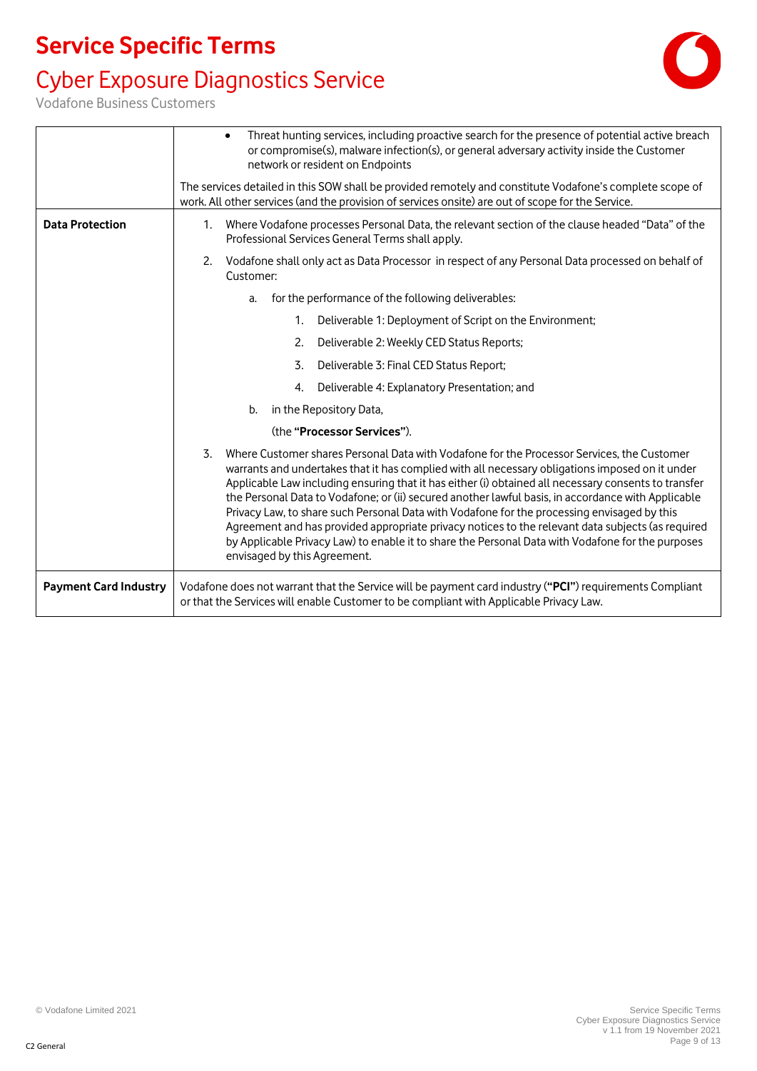| | |
|---|---|
| | • Threat hunting services, including proactive search for the presence of potential active breach or compromise(s), malware infection(s), or general adversary activity inside the Customer network or resident on Endpoints<br><br>The services detailed in this SOW shall be provided remotely and constitute Vodafone's complete scope of work. All other services (and the provision of services onsite) are out of scope for the Service. |
| **Data Protection** | 1. Where Vodafone processes Personal Data, the relevant section of the clause headed "Data" of the Professional Services General Terms shall apply.<br><br>2. Vodafone shall only act as Data Processor in respect of any Personal Data processed on behalf of Customer:<br><br>a. for the performance of the following deliverables:<br><br>1. Deliverable 1: Deployment of Script on the Environment;<br><br>2. Deliverable 2: Weekly CED Status Reports;<br><br>3. Deliverable 3: Final CED Status Report;<br><br>4. Deliverable 4: Explanatory Presentation; and<br><br>b. in the Repository Data,<br><br>(the **"Processor Services"**).<br><br>3. Where Customer shares Personal Data with Vodafone for the Processor Services, the Customer warrants and undertakes that it has complied with all necessary obligations imposed on it under Applicable Law including ensuring that it has either (i) obtained all necessary consents to transfer the Personal Data to Vodafone; or (ii) secured another lawful basis, in accordance with Applicable Privacy Law, to share such Personal Data with Vodafone for the processing envisaged by this Agreement and has provided appropriate privacy notices to the relevant data subjects (as required by Applicable Privacy Law) to enable it to share the Personal Data with Vodafone for the purposes envisaged by this Agreement. |
| **Payment Card Industry** | Vodafone does not warrant that the Service will be payment card industry (**"PCI"**) requirements Compliant or that the Services will enable Customer to be compliant with Applicable Privacy Law. |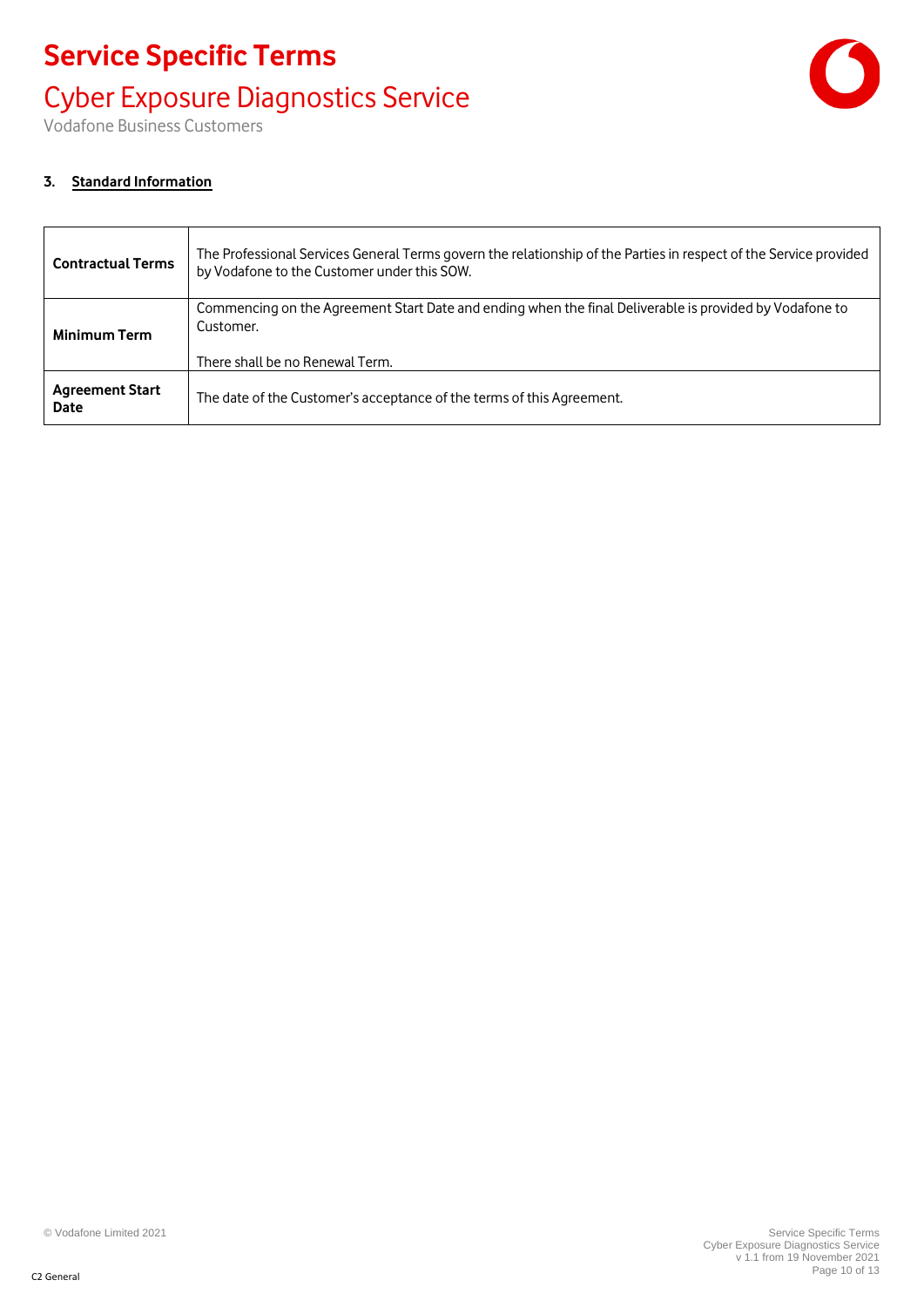### 3. Standard Information

| | |
|---|---|
| **Contractual Terms** | The Professional Services General Terms govern the relationship of the Parties in respect of the Service provided by Vodafone to the Customer under this SOW. |
| **Minimum Term** | Commencing on the Agreement Start Date and ending when the final Deliverable is provided by Vodafone to Customer.<br><br>There shall be no Renewal Term. |
| **Agreement Start Date** | The date of the Customer's acceptance of the terms of this Agreement. |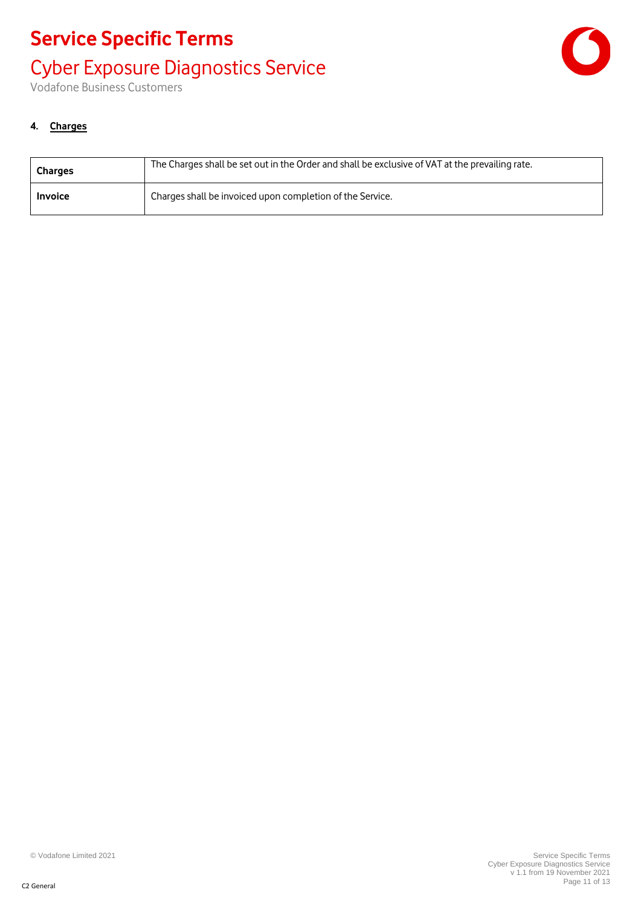## 4. Charges

| Charges | The Charges shall be set out in the Order and shall be exclusive of VAT at the prevailing rate. |
|---|---|
| **Invoice** | Charges shall be invoiced upon completion of the Service. |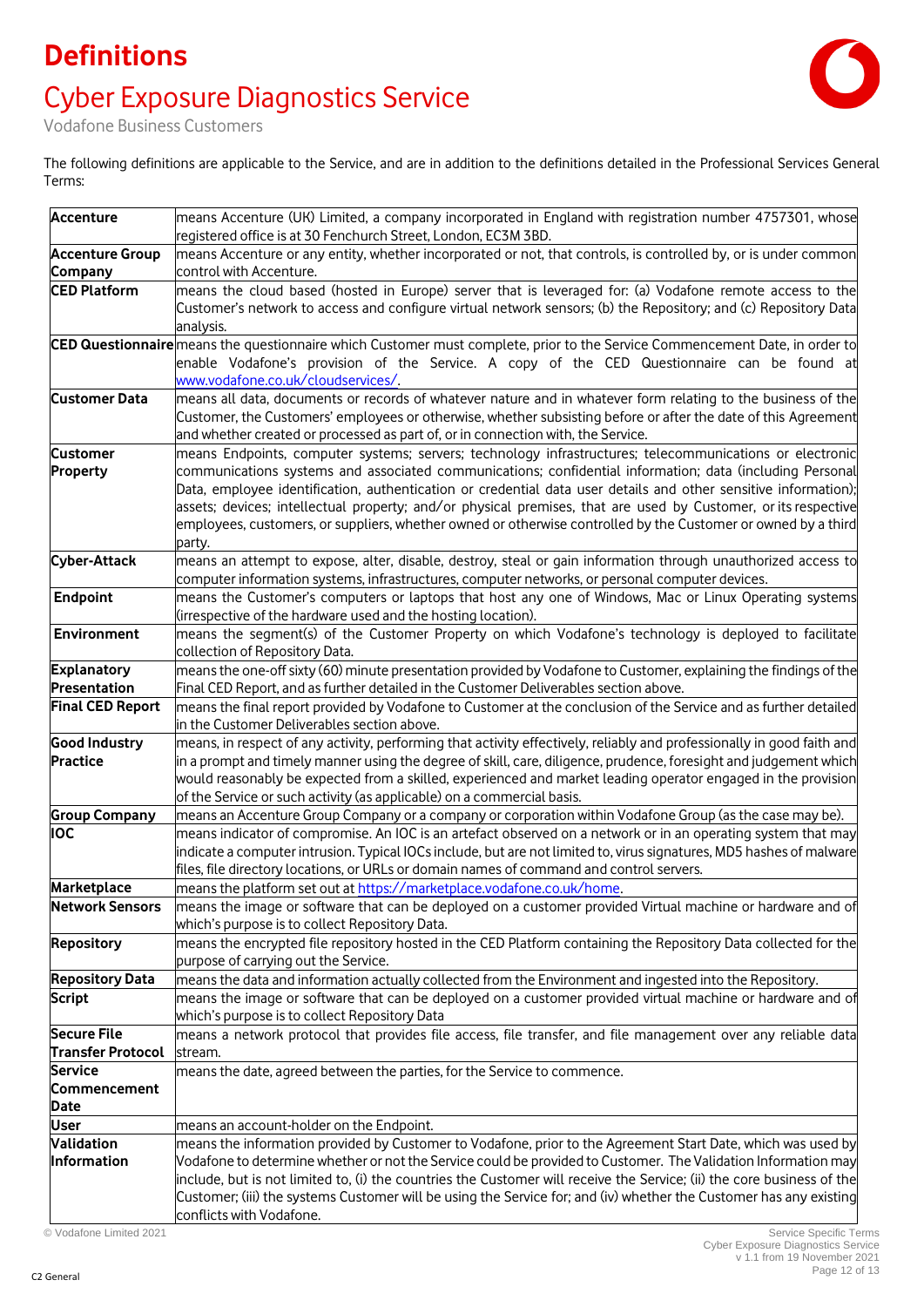# Definitions

## Cyber Exposure Diagnostics Service

Vodafone Business Customers

The following definitions are applicable to the Service, and are in addition to the definitions detailed in the Professional Services General Terms:

| | |
|---|---|
| **Accenture** | means Accenture (UK) Limited, a company incorporated in England with registration number 4757301, whose registered office is at 30 Fenchurch Street, London, EC3M 3BD. |
| **Accenture Group Company** | means Accenture or any entity, whether incorporated or not, that controls, is controlled by, or is under common control with Accenture. |
| **CED Platform** | means the cloud based (hosted in Europe) server that is leveraged for: (a) Vodafone remote access to the Customer's network to access and configure virtual network sensors; (b) the Repository; and (c) Repository Data analysis. |
| **CED Questionnaire** | means the questionnaire which Customer must complete, prior to the Service Commencement Date, in order to enable Vodafone's provision of the Service. A copy of the CED Questionnaire can be found at www.vodafone.co.uk/cloudservices/. |
| **Customer Data** | means all data, documents or records of whatever nature and in whatever form relating to the business of the Customer, the Customers' employees or otherwise, whether subsisting before or after the date of this Agreement and whether created or processed as part of, or in connection with, the Service. |
| **Customer Property** | means Endpoints, computer systems; servers; technology infrastructures; telecommunications or electronic communications systems and associated communications; confidential information; data (including Personal Data, employee identification, authentication or credential data user details and other sensitive information); assets; devices; intellectual property; and/or physical premises, that are used by Customer, or its respective employees, customers, or suppliers, whether owned or otherwise controlled by the Customer or owned by a third party. |
| **Cyber-Attack** | means an attempt to expose, alter, disable, destroy, steal or gain information through unauthorized access to computer information systems, infrastructures, computer networks, or personal computer devices. |
| **Endpoint** | means the Customer's computers or laptops that host any one of Windows, Mac or Linux Operating systems (irrespective of the hardware used and the hosting location). |
| **Environment** | means the segment(s) of the Customer Property on which Vodafone's technology is deployed to facilitate collection of Repository Data. |
| **Explanatory Presentation** | means the one-off sixty (60) minute presentation provided by Vodafone to Customer, explaining the findings of the Final CED Report, and as further detailed in the Customer Deliverables section above. |
| **Final CED Report** | means the final report provided by Vodafone to Customer at the conclusion of the Service and as further detailed in the Customer Deliverables section above. |
| **Good Industry Practice** | means, in respect of any activity, performing that activity effectively, reliably and professionally in good faith and in a prompt and timely manner using the degree of skill, care, diligence, prudence, foresight and judgement which would reasonably be expected from a skilled, experienced and market leading operator engaged in the provision of the Service or such activity (as applicable) on a commercial basis. |
| **Group Company** | means an Accenture Group Company or a company or corporation within Vodafone Group (as the case may be). |
| **IOC** | means indicator of compromise. An IOC is an artefact observed on a network or in an operating system that may indicate a computer intrusion. Typical IOCs include, but are not limited to, virus signatures, MD5 hashes of malware files, file directory locations, or URLs or domain names of command and control servers. |
| **Marketplace** | means the platform set out at https://marketplace.vodafone.co.uk/home. |
| **Network Sensors** | means the image or software that can be deployed on a customer provided Virtual machine or hardware and of which's purpose is to collect Repository Data. |
| **Repository** | means the encrypted file repository hosted in the CED Platform containing the Repository Data collected for the purpose of carrying out the Service. |
| **Repository Data** | means the data and information actually collected from the Environment and ingested into the Repository. |
| **Script** | means the image or software that can be deployed on a customer provided virtual machine or hardware and of which's purpose is to collect Repository Data |
| **Secure File Transfer Protocol** | means a network protocol that provides file access, file transfer, and file management over any reliable data stream. |
| **Service Commencement Date** | means the date, agreed between the parties, for the Service to commence. |
| **User** | means an account-holder on the Endpoint. |
| **Validation Information** | means the information provided by Customer to Vodafone, prior to the Agreement Start Date, which was used by Vodafone to determine whether or not the Service could be provided to Customer. The Validation Information may include, but is not limited to, (i) the countries the Customer will receive the Service; (ii) the core business of the Customer; (iii) the systems Customer will be using the Service for; and (iv) whether the Customer has any existing conflicts with Vodafone. |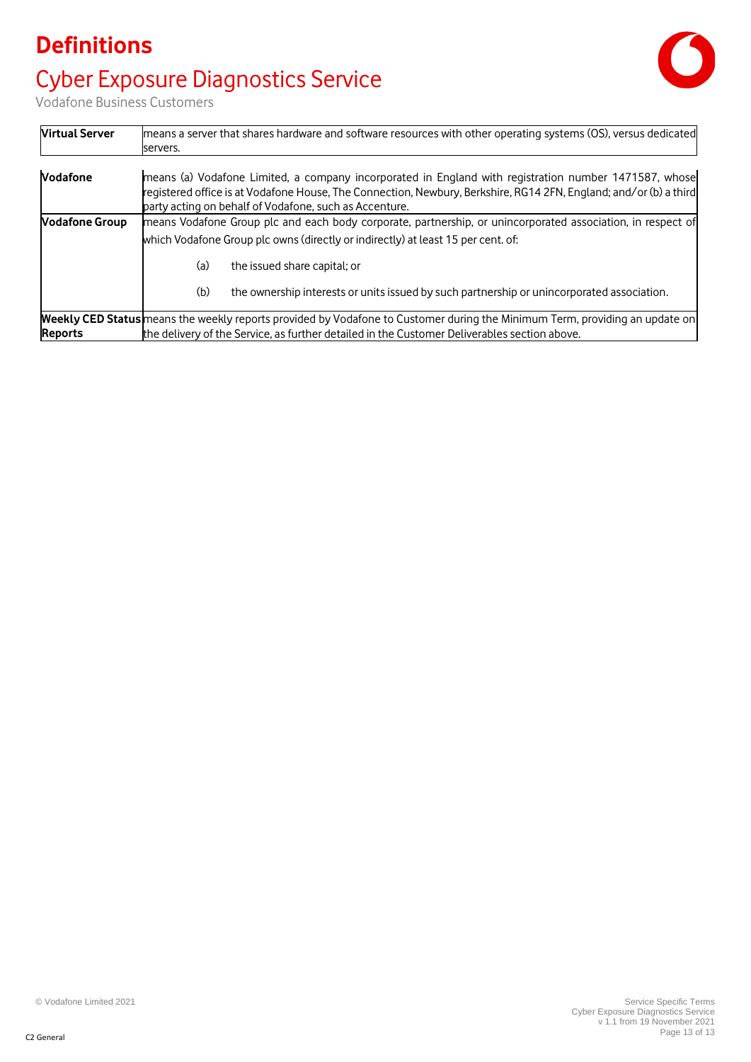# Definitions

## Cyber Exposure Diagnostics Service

Vodafone Business Customers

| | |
|---|---|
| **Virtual Server** | means a server that shares hardware and software resources with other operating systems (OS), versus dedicated servers. |
| **Vodafone** | means (a) Vodafone Limited, a company incorporated in England with registration number 1471587, whose registered office is at Vodafone House, The Connection, Newbury, Berkshire, RG14 2FN, England; and/or (b) a third party acting on behalf of Vodafone, such as Accenture. |
| **Vodafone Group** | means Vodafone Group plc and each body corporate, partnership, or unincorporated association, in respect of which Vodafone Group plc owns (directly or indirectly) at least 15 per cent. of: (a) the issued share capital; or (b) the ownership interests or units issued by such partnership or unincorporated association. |
| **Weekly CED Status Reports** | means the weekly reports provided by Vodafone to Customer during the Minimum Term, providing an update on the delivery of the Service, as further detailed in the Customer Deliverables section above. |